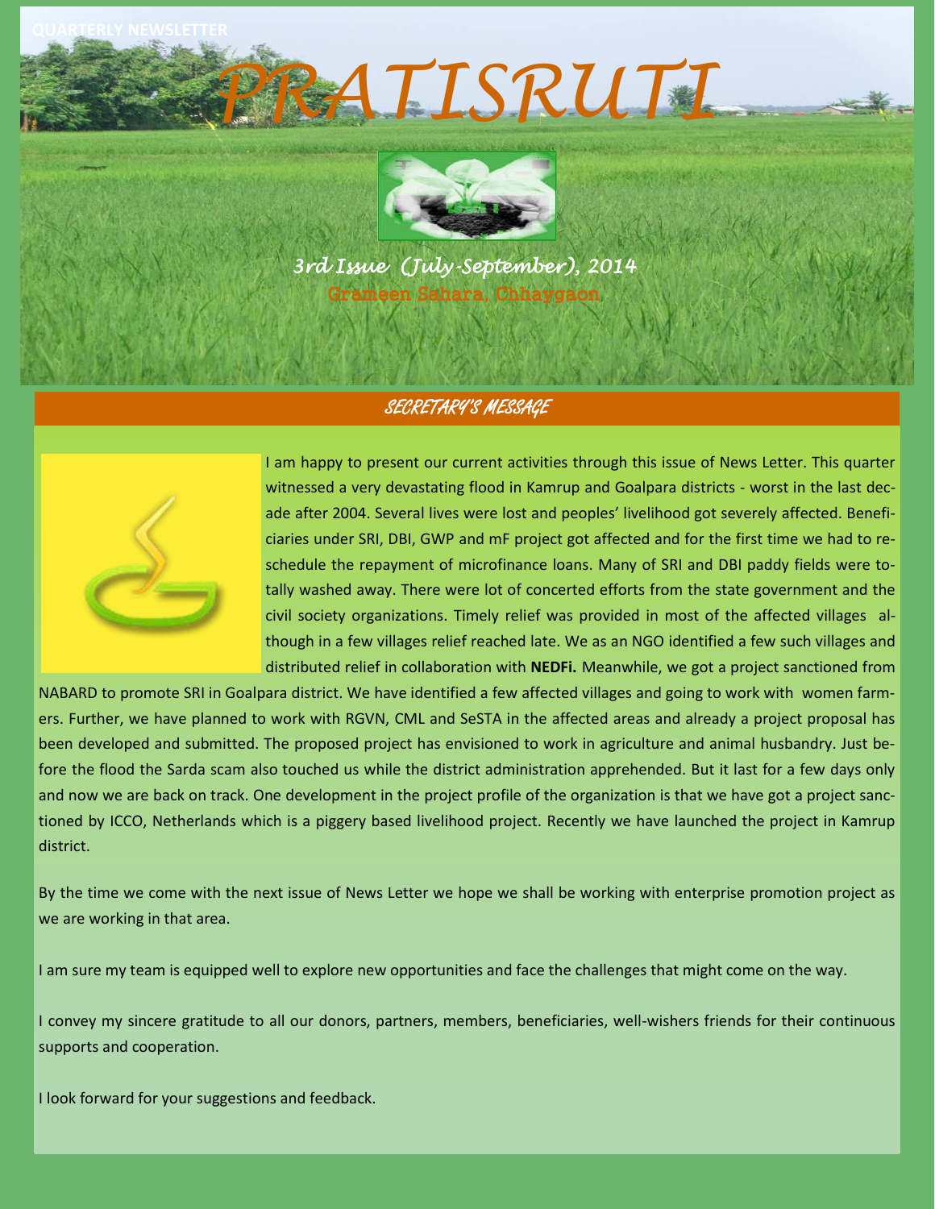QUARTERLY NEWSLETTER

# PRATISRUTI

*3rd Issue (July-September), 2014*

Grameen Sahara, Chhaygaon

## SECRETARY'S MESSAGE

I am happy to present our current activities through this issue of News Letter. This quarter witnessed a very devastating flood in Kamrup and Goalpara districts - worst in the last decade after 2004. Several lives were lost and peoples' livelihood got severely affected. Beneficiaries under SRI, DBI, GWP and mF project got affected and for the first time we had to reschedule the repayment of microfinance loans. Many of SRI and DBI paddy fields were totally washed away. There were lot of concerted efforts from the state government and the civil society organizations. Timely relief was provided in most of the affected villages although in a few villages relief reached late. We as an NGO identified a few such villages and distributed relief in collaboration with **NEDFi.** Meanwhile, we got a project sanctioned from NABARD to promote SRI in Goalpara district. We have identified a few affected villages and going to work with women farmers. Further, we have planned to work with RGVN, CML and SeSTA in the affected areas and already a project proposal has been developed and submitted. The proposed project has envisioned to work in agriculture and animal husbandry. Just before the flood the Sarda scam also touched us while the district administration apprehended. But it last for a few days only and now we are back on track. One development in the project profile of the organization is that we have got a project sanctioned by ICCO, Netherlands which is a piggery based livelihood project. Recently we have launched the project in Kamrup district.

By the time we come with the next issue of News Letter we hope we shall be working with enterprise promotion project as we are working in that area.

I am sure my team is equipped well to explore new opportunities and face the challenges that might come on the way.

I convey my sincere gratitude to all our donors, partners, members, beneficiaries, well-wishers friends for their continuous supports and cooperation.

I look forward for your suggestions and feedback.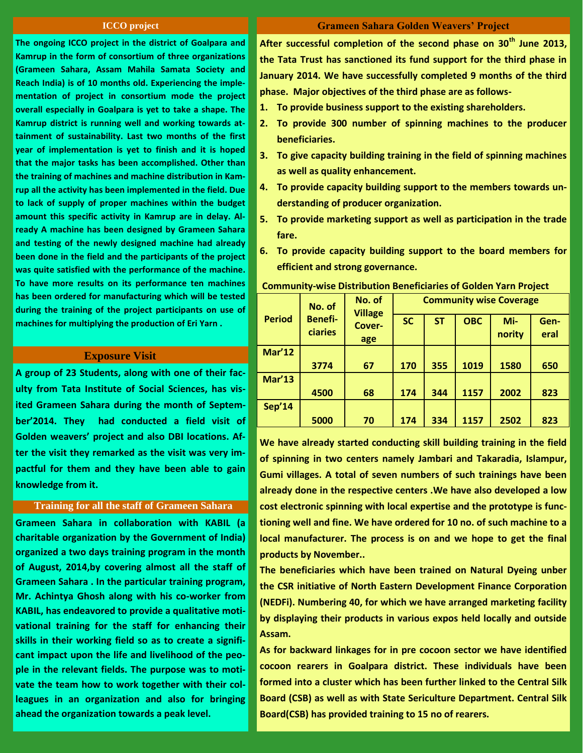## ICCO project

The ongoing ICCO project in the district of Goalpara and Kamrup in the form of consortium of three organizations (Grameen Sahara, Assam Mahila Samata Society and Reach India) is of 10 months old. Experiencing the implementation of project in consortium mode the project overall especially in Goalpara is yet to take a shape. The Kamrup district is running well and working towards attainment of sustainability. Last two months of the first year of implementation is yet to finish and it is hoped that the major tasks has been accomplished. Other than the training of machines and machine distribution in Kamrup all the activity has been implemented in the field. Due to lack of supply of proper machines within the budget amount this specific activity in Kamrup are in delay. Already A machine has been designed by Grameen Sahara and testing of the newly designed machine had already been done in the field and the participants of the project was quite satisfied with the performance of the machine. To have more results on its performance ten machines has been ordered for manufacturing which will be tested during the training of the project participants on use of machines for multiplying the production of Eri Yarn .

## Exposure Visit

A group of 23 Students, along with one of their faculty from Tata Institute of Social Sciences, has visited Grameen Sahara during the month of September'2014. They had conducted a field visit of Golden weavers' project and also DBI locations. After the visit they remarked as the visit was very impactful for them and they have been able to gain knowledge from it.

## Training for all the staff of Grameen Sahara

Grameen Sahara in collaboration with KABIL (a charitable organization by the Government of India) organized a two days training program in the month of August, 2014,by covering almost all the staff of Grameen Sahara . In the particular training program, Mr. Achintya Ghosh along with his co-worker from KABIL, has endeavored to provide a qualitative motivational training for the staff for enhancing their skills in their working field so as to create a significant impact upon the life and livelihood of the people in the relevant fields. The purpose was to motivate the team how to work together with their colleagues in an organization and also for bringing ahead the organization towards a peak level.

## Grameen Sahara Golden Weavers' Project

After successful completion of the second phase on 30th June 2013, the Tata Trust has sanctioned its fund support for the third phase in January 2014. We have successfully completed 9 months of the third phase. Major objectives of the third phase are as follows-

1. To provide business support to the existing shareholders.
2. To provide 300 number of spinning machines to the producer beneficiaries.
3. To give capacity building training in the field of spinning machines as well as quality enhancement.
4. To provide capacity building support to the members towards understanding of producer organization.
5. To provide marketing support as well as participation in the trade fare.
6. To provide capacity building support to the board members for efficient and strong governance.

**Community-wise Distribution Beneficiaries of Golden Yarn Project**

| Period | No. of Beneficiaries | No. of Village Coverage | Community wise Coverage | | | | |
|---|---|---|---|---|---|---|---|
| | | | SC | ST | OBC | Minority | General |
| Mar'12 | 3774 | 67 | 170 | 355 | 1019 | 1580 | 650 |
| Mar'13 | 4500 | 68 | 174 | 344 | 1157 | 2002 | 823 |
| Sep'14 | 5000 | 70 | 174 | 334 | 1157 | 2502 | 823 |

We have already started conducting skill building training in the field of spinning in two centers namely Jambari and Takaradia, Islampur, Gumi villages. A total of seven numbers of such trainings have been already done in the respective centers .We have also developed a low cost electronic spinning with local expertise and the prototype is functioning well and fine. We have ordered for 10 no. of such machine to a local manufacturer. The process is on and we hope to get the final products by November..

The beneficiaries which have been trained on Natural Dyeing unber the CSR initiative of North Eastern Development Finance Corporation (NEDFi). Numbering 40, for which we have arranged marketing facility by displaying their products in various expos held locally and outside Assam.

As for backward linkages for in pre cocoon sector we have identified cocoon rearers in Goalpara district. These individuals have been formed into a cluster which has been further linked to the Central Silk Board (CSB) as well as with State Sericulture Department. Central Silk Board(CSB) has provided training to 15 no of rearers.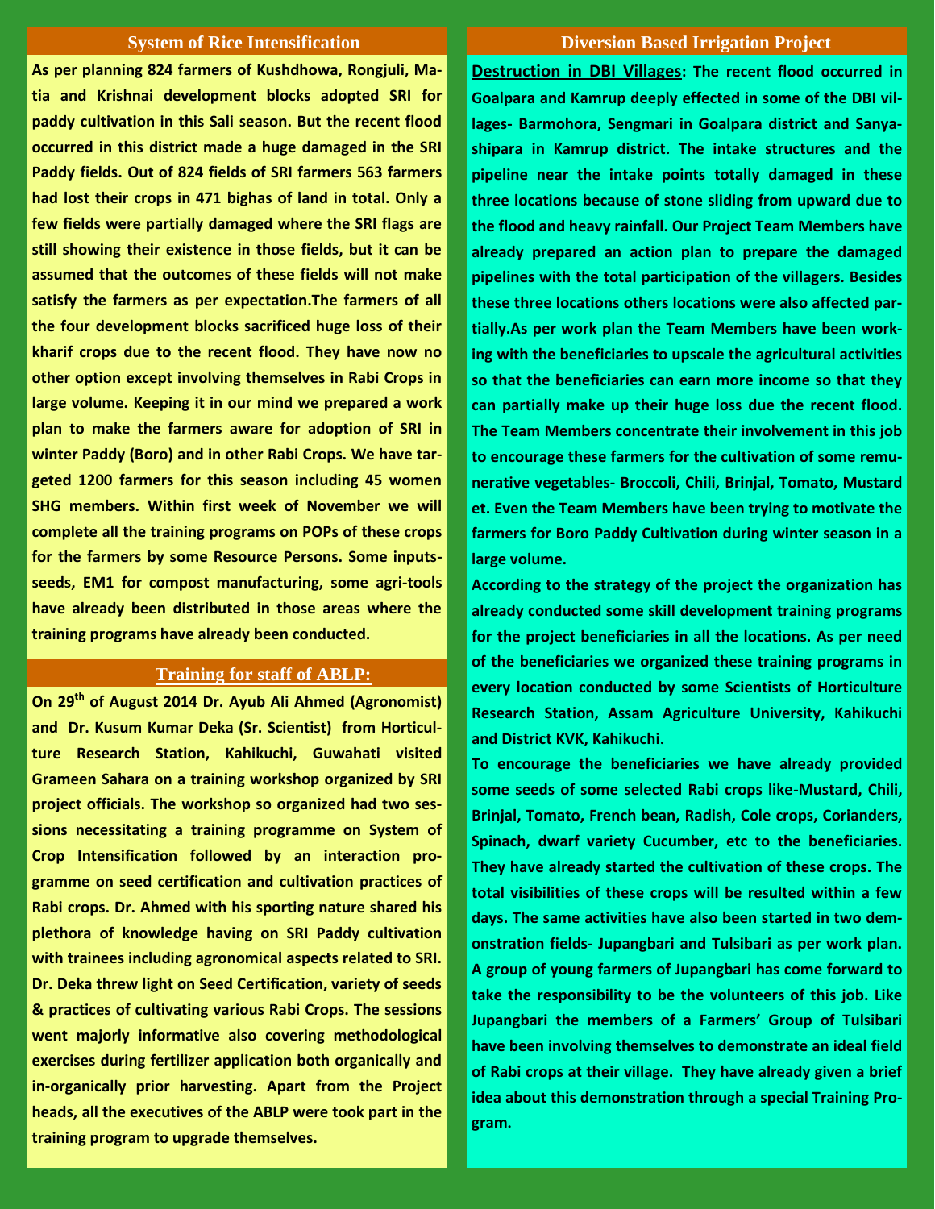## System of Rice Intensification

As per planning 824 farmers of Kushdhowa, Rongjuli, Matia and Krishnai development blocks adopted SRI for paddy cultivation in this Sali season. But the recent flood occurred in this district made a huge damaged in the SRI Paddy fields. Out of 824 fields of SRI farmers 563 farmers had lost their crops in 471 bighas of land in total. Only a few fields were partially damaged where the SRI flags are still showing their existence in those fields, but it can be assumed that the outcomes of these fields will not make satisfy the farmers as per expectation.The farmers of all the four development blocks sacrificed huge loss of their kharif crops due to the recent flood. They have now no other option except involving themselves in Rabi Crops in large volume. Keeping it in our mind we prepared a work plan to make the farmers aware for adoption of SRI in winter Paddy (Boro) and in other Rabi Crops. We have targeted 1200 farmers for this season including 45 women SHG members. Within first week of November we will complete all the training programs on POPs of these crops for the farmers by some Resource Persons. Some inputs- seeds, EM1 for compost manufacturing, some agri-tools have already been distributed in those areas where the training programs have already been conducted.

## Training for staff of ABLP:

On 29th of August 2014 Dr. Ayub Ali Ahmed (Agronomist) and Dr. Kusum Kumar Deka (Sr. Scientist) from Horticulture Research Station, Kahikuchi, Guwahati visited Grameen Sahara on a training workshop organized by SRI project officials. The workshop so organized had two sessions necessitating a training programme on System of Crop Intensification followed by an interaction programme on seed certification and cultivation practices of Rabi crops. Dr. Ahmed with his sporting nature shared his plethora of knowledge having on SRI Paddy cultivation with trainees including agronomical aspects related to SRI. Dr. Deka threw light on Seed Certification, variety of seeds & practices of cultivating various Rabi Crops. The sessions went majorly informative also covering methodological exercises during fertilizer application both organically and in-organically prior harvesting. Apart from the Project heads, all the executives of the ABLP were took part in the training program to upgrade themselves.

## Diversion Based Irrigation Project

**Destruction in DBI Villages:** The recent flood occurred in Goalpara and Kamrup deeply effected in some of the DBI villages- Barmohora, Sengmari in Goalpara district and Sanyashipara in Kamrup district. The intake structures and the pipeline near the intake points totally damaged in these three locations because of stone sliding from upward due to the flood and heavy rainfall. Our Project Team Members have already prepared an action plan to prepare the damaged pipelines with the total participation of the villagers. Besides these three locations others locations were also affected partially.As per work plan the Team Members have been working with the beneficiaries to upscale the agricultural activities so that the beneficiaries can earn more income so that they can partially make up their huge loss due the recent flood. The Team Members concentrate their involvement in this job to encourage these farmers for the cultivation of some remunerative vegetables- Broccoli, Chili, Brinjal, Tomato, Mustard et. Even the Team Members have been trying to motivate the farmers for Boro Paddy Cultivation during winter season in a large volume.

According to the strategy of the project the organization has already conducted some skill development training programs for the project beneficiaries in all the locations. As per need of the beneficiaries we organized these training programs in every location conducted by some Scientists of Horticulture Research Station, Assam Agriculture University, Kahikuchi and District KVK, Kahikuchi.

To encourage the beneficiaries we have already provided some seeds of some selected Rabi crops like-Mustard, Chili, Brinjal, Tomato, French bean, Radish, Cole crops, Corianders, Spinach, dwarf variety Cucumber, etc to the beneficiaries. They have already started the cultivation of these crops. The total visibilities of these crops will be resulted within a few days. The same activities have also been started in two demonstration fields- Jupangbari and Tulsibari as per work plan. A group of young farmers of Jupangbari has come forward to take the responsibility to be the volunteers of this job. Like Jupangbari the members of a Farmers' Group of Tulsibari have been involving themselves to demonstrate an ideal field of Rabi crops at their village. They have already given a brief idea about this demonstration through a special Training Program.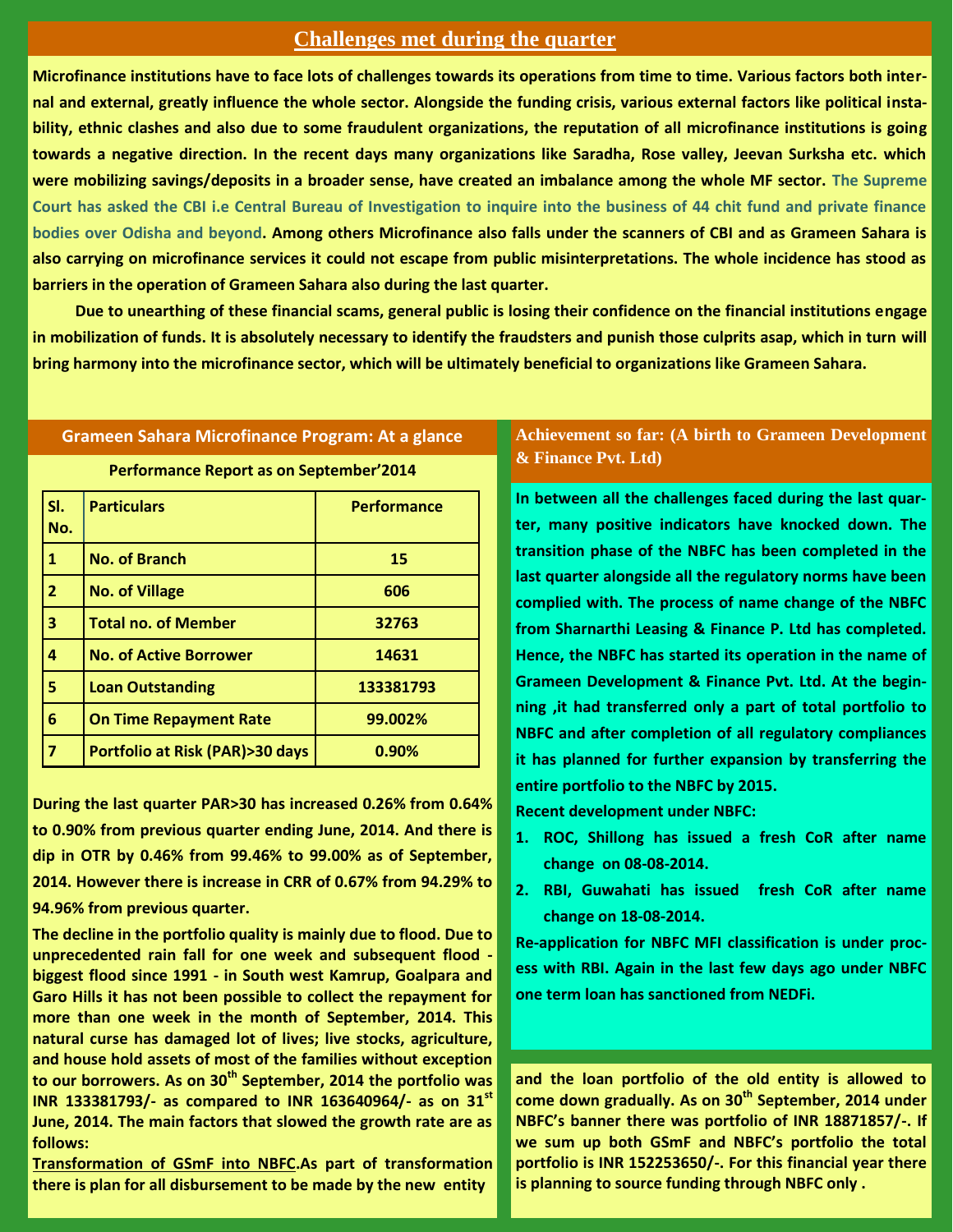## Challenges met during the quarter

Microfinance institutions have to face lots of challenges towards its operations from time to time. Various factors both internal and external, greatly influence the whole sector. Alongside the funding crisis, various external factors like political instability, ethnic clashes and also due to some fraudulent organizations, the reputation of all microfinance institutions is going towards a negative direction. In the recent days many organizations like Saradha, Rose valley, Jeevan Surksha etc. which were mobilizing savings/deposits in a broader sense, have created an imbalance among the whole MF sector. The Supreme Court has asked the CBI i.e Central Bureau of Investigation to inquire into the business of 44 chit fund and private finance bodies over Odisha and beyond. Among others Microfinance also falls under the scanners of CBI and as Grameen Sahara is also carrying on microfinance services it could not escape from public misinterpretations. The whole incidence has stood as barriers in the operation of Grameen Sahara also during the last quarter.

Due to unearthing of these financial scams, general public is losing their confidence on the financial institutions engage in mobilization of funds. It is absolutely necessary to identify the fraudsters and punish those culprits asap, which in turn will bring harmony into the microfinance sector, which will be ultimately beneficial to organizations like Grameen Sahara.

## Grameen Sahara Microfinance Program: At a glance

**Performance Report as on September'2014**

| Sl. No. | Particulars | Performance |
|---|---|---|
| 1 | No. of Branch | 15 |
| 2 | No. of Village | 606 |
| 3 | Total no. of Member | 32763 |
| 4 | No. of Active Borrower | 14631 |
| 5 | Loan Outstanding | 133381793 |
| 6 | On Time Repayment Rate | 99.002% |
| 7 | Portfolio at Risk (PAR)>30 days | 0.90% |

During the last quarter PAR>30 has increased 0.26% from 0.64% to 0.90% from previous quarter ending June, 2014. And there is dip in OTR by 0.46% from 99.46% to 99.00% as of September, 2014. However there is increase in CRR of 0.67% from 94.29% to 94.96% from previous quarter.

The decline in the portfolio quality is mainly due to flood. Due to unprecedented rain fall for one week and subsequent flood - biggest flood since 1991 - in South west Kamrup, Goalpara and Garo Hills it has not been possible to collect the repayment for more than one week in the month of September, 2014. This natural curse has damaged lot of lives; live stocks, agriculture, and house hold assets of most of the families without exception to our borrowers. As on 30th September, 2014 the portfolio was INR 133381793/- as compared to INR 163640964/- as on 31st June, 2014. The main factors that slowed the growth rate are as follows:

Transformation of GSmF into NBFC. As part of transformation there is plan for all disbursement to be made by the new entity and the loan portfolio of the old entity is allowed to come down gradually. As on 30th September, 2014 under NBFC's banner there was portfolio of INR 18871857/-. If we sum up both GSmF and NBFC's portfolio the total portfolio is INR 152253650/-. For this financial year there is planning to source funding through NBFC only .

## Achievement so far: (A birth to Grameen Development & Finance Pvt. Ltd)

In between all the challenges faced during the last quarter, many positive indicators have knocked down. The transition phase of the NBFC has been completed in the last quarter alongside all the regulatory norms have been complied with. The process of name change of the NBFC from Sharnarthi Leasing & Finance P. Ltd has completed. Hence, the NBFC has started its operation in the name of Grameen Development & Finance Pvt. Ltd. At the beginning ,it had transferred only a part of total portfolio to NBFC and after completion of all regulatory compliances it has planned for further expansion by transferring the entire portfolio to the NBFC by 2015.

Recent development under NBFC:

1. ROC, Shillong has issued a fresh CoR after name change on 08-08-2014.
2. RBI, Guwahati has issued fresh CoR after name change on 18-08-2014.

Re-application for NBFC MFI classification is under process with RBI. Again in the last few days ago under NBFC one term loan has sanctioned from NEDFi.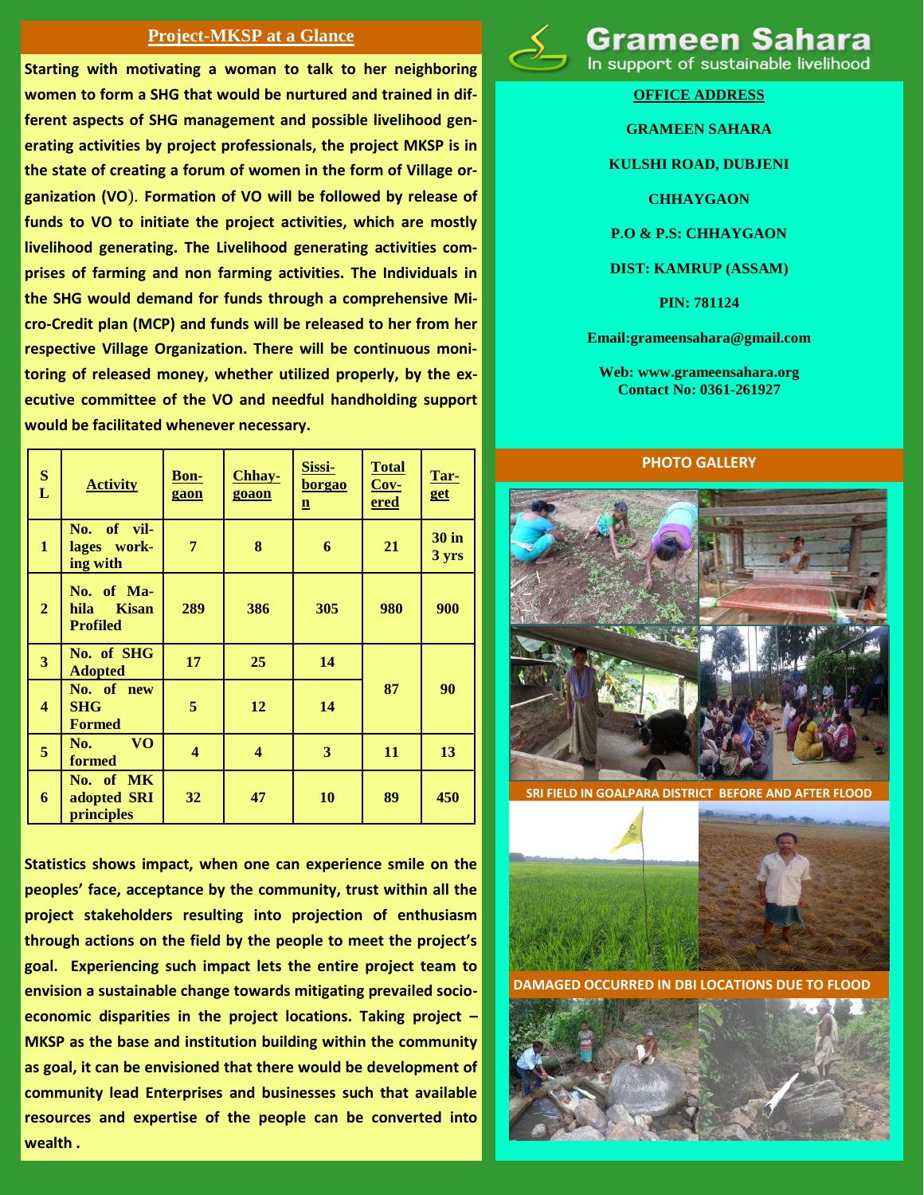## Project-MKSP at a Glance

**Starting with motivating a woman to talk to her neighboring women to form a SHG that would be nurtured and trained in different aspects of SHG management and possible livelihood generating activities by project professionals, the project MKSP is in the state of creating a forum of women in the form of Village organization (VO). Formation of VO will be followed by release of funds to VO to initiate the project activities, which are mostly livelihood generating. The Livelihood generating activities comprises of farming and non farming activities. The Individuals in the SHG would demand for funds through a comprehensive Micro-Credit plan (MCP) and funds will be released to her from her respective Village Organization. There will be continuous monitoring of released money, whether utilized properly, by the executive committee of the VO and needful handholding support would be facilitated whenever necessary.**

| SL | Activity | Bongaon | Chhaygoaon | Sissiborgaon | Total Covered | Target |
|---|---|---|---|---|---|---|
| 1 | No. of villages working with | 7 | 8 | 6 | 21 | 30 in 3 yrs |
| 2 | No. of Mahila Kisan Profiled | 289 | 386 | 305 | 980 | 900 |
| 3 | No. of SHG Adopted | 17 | 25 | 14 | 87 | 90 |
| 4 | No. of new SHG Formed | 5 | 12 | 14 | | |
| 5 | No. VO formed | 4 | 4 | 3 | 11 | 13 |
| 6 | No. of MK adopted SRI principles | 32 | 47 | 10 | 89 | 450 |

**Statistics shows impact, when one can experience smile on the peoples' face, acceptance by the community, trust within all the project stakeholders resulting into projection of enthusiasm through actions on the field by the people to meet the project's goal. Experiencing such impact lets the entire project team to envision a sustainable change towards mitigating prevailed socio-economic disparities in the project locations. Taking project – MKSP as the base and institution building within the community as goal, it can be envisioned that there would be development of community lead Enterprises and businesses such that available resources and expertise of the people can be converted into wealth .**

# Grameen Sahara

In support of sustainable livelihood

**OFFICE ADDRESS**

**GRAMEEN SAHARA**

**KULSHI ROAD, DUBJENI**

**CHHAYGAON**

**P.O & P.S: CHHAYGAON**

**DIST: KAMRUP (ASSAM)**

**PIN: 781124**

**Email:grameensahara@gmail.com**

**Web: www.grameensahara.org**
**Contact No: 0361-261927**

## PHOTO GALLERY

SRI FIELD IN GOALPARA DISTRICT BEFORE AND AFTER FLOOD

DAMAGED OCCURRED IN DBI LOCATIONS DUE TO FLOOD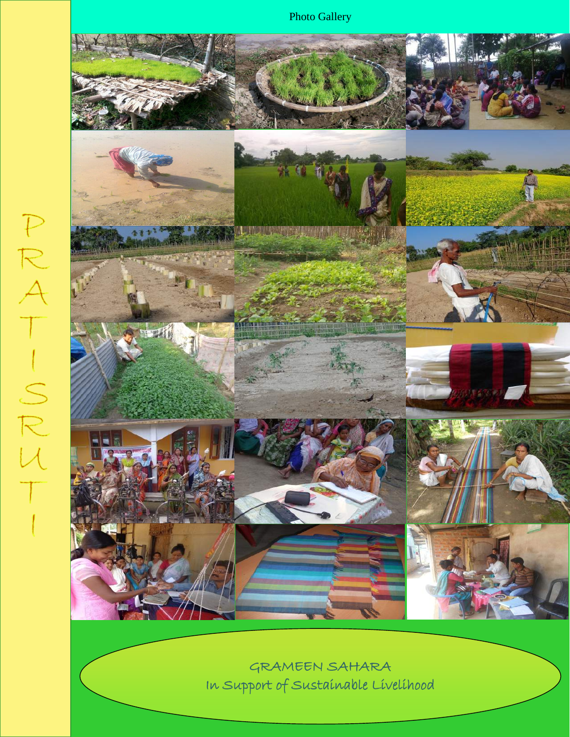Photo Gallery

PRATISRUTI

GRAMEEN SAHARA

In Support of Sustainable Livelihood